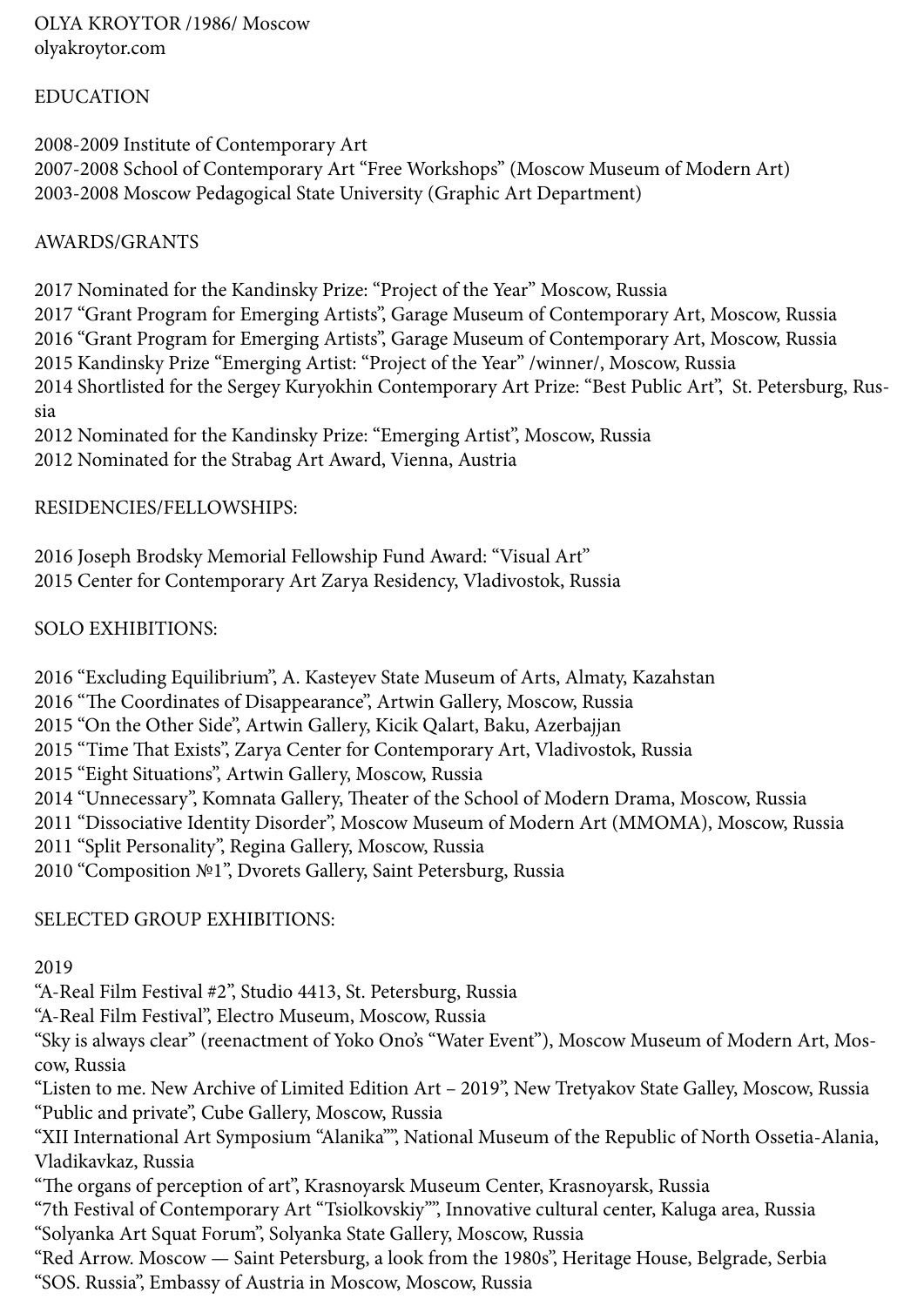OLYA KROYTOR /1986/ Moscow
olyakroytor.com

## EDUCATION

2008-2009 Institute of Contemporary Art
2007-2008 School of Contemporary Art "Free Workshops" (Moscow Museum of Modern Art)
2003-2008 Moscow Pedagogical State University (Graphic Art Department)

## AWARDS/GRANTS

2017 Nominated for the Kandinsky Prize: "Project of the Year" Moscow, Russia
2017 "Grant Program for Emerging Artists", Garage Museum of Contemporary Art, Moscow, Russia
2016 "Grant Program for Emerging Artists", Garage Museum of Contemporary Art, Moscow, Russia
2015 Kandinsky Prize "Emerging Artist: "Project of the Year" /winner/, Moscow, Russia
2014 Shortlisted for the Sergey Kuryokhin Contemporary Art Prize: "Best Public Art", St. Petersburg, Russia
2012 Nominated for the Kandinsky Prize: "Emerging Artist", Moscow, Russia
2012 Nominated for the Strabag Art Award, Vienna, Austria

## RESIDENCIES/FELLOWSHIPS:

2016 Joseph Brodsky Memorial Fellowship Fund Award: "Visual Art"
2015 Center for Contemporary Art Zarya Residency, Vladivostok, Russia

## SOLO EXHIBITIONS:

2016 "Excluding Equilibrium", A. Kasteyev State Museum of Arts, Almaty, Kazahstan
2016 "The Coordinates of Disappearance", Artwin Gallery, Moscow, Russia
2015 "On the Other Side", Artwin Gallery, Kicik Qalart, Baku, Azerbajjan
2015 "Time That Exists", Zarya Center for Contemporary Art, Vladivostok, Russia
2015 "Eight Situations", Artwin Gallery, Moscow, Russia
2014 "Unnecessary", Komnata Gallery, Theater of the School of Modern Drama, Moscow, Russia
2011 "Dissociative Identity Disorder", Moscow Museum of Modern Art (MMOMA), Moscow, Russia
2011 "Split Personality", Regina Gallery, Moscow, Russia
2010 "Composition №1", Dvorets Gallery, Saint Petersburg, Russia

## SELECTED GROUP EXHIBITIONS:

2019
"A-Real Film Festival #2", Studio 4413, St. Petersburg, Russia
"A-Real Film Festival", Electro Museum, Moscow, Russia
"Sky is always clear" (reenactment of Yoko Ono's "Water Event"), Moscow Museum of Modern Art, Moscow, Russia
"Listen to me. New Archive of Limited Edition Art – 2019", New Tretyakov State Galley, Moscow, Russia
"Public and private", Cube Gallery, Moscow, Russia
"XII International Art Symposium "Alanika"", National Museum of the Republic of North Ossetia-Alania, Vladikavkaz, Russia
"The organs of perception of art", Krasnoyarsk Museum Center, Krasnoyarsk, Russia
"7th Festival of Contemporary Art "Tsiolkovskiy"", Innovative cultural center, Kaluga area, Russia
"Solyanka Art Squat Forum", Solyanka State Gallery, Moscow, Russia
"Red Arrow. Moscow — Saint Petersburg, a look from the 1980s", Heritage House, Belgrade, Serbia
"SOS. Russia", Embassy of Austria in Moscow, Moscow, Russia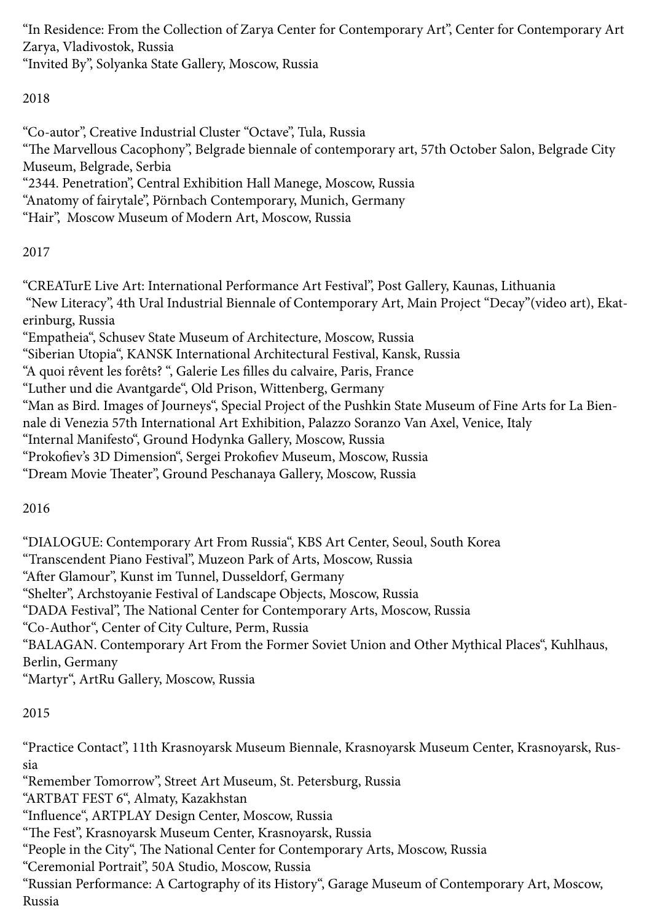“In Residence: From the Collection of Zarya Center for Contemporary Art”, Center for Contemporary Art Zarya, Vladivostok, Russia
“Invited By”, Solyanka State Gallery, Moscow, Russia

2018

“Co-autor”, Creative Industrial Cluster “Octave”, Tula, Russia
“The Marvellous Cacophony”, Belgrade biennale of contemporary art, 57th October Salon, Belgrade City Museum, Belgrade, Serbia
“2344. Penetration”, Central Exhibition Hall Manege, Moscow, Russia
“Anatomy of fairytale”, Pörnbach Contemporary, Munich, Germany
“Hair”, Moscow Museum of Modern Art, Moscow, Russia

2017

“CREATurE Live Art: International Performance Art Festival”, Post Gallery, Kaunas, Lithuania
“New Literacy”, 4th Ural Industrial Biennale of Contemporary Art, Main Project “Decay”(video art), Ekaterinburg, Russia
“Empatheia“, Schusev State Museum of Architecture, Moscow, Russia
“Siberian Utopia“, KANSK International Architectural Festival, Kansk, Russia
“A quoi rêvent les forêts? “, Galerie Les filles du calvaire, Paris, France
“Luther und die Avantgarde“, Old Prison, Wittenberg, Germany
“Man as Bird. Images of Journeys“, Special Project of the Pushkin State Museum of Fine Arts for La Biennale di Venezia 57th International Art Exhibition, Palazzo Soranzo Van Axel, Venice, Italy
“Internal Manifesto“, Ground Hodynka Gallery, Moscow, Russia
“Prokofiev’s 3D Dimension“, Sergei Prokofiev Museum, Moscow, Russia
“Dream Movie Theater”, Ground Peschanaya Gallery, Moscow, Russia

2016

“DIALOGUE: Contemporary Art From Russia“, KBS Art Center, Seoul, South Korea
“Transcendent Piano Festival”, Muzeon Park of Arts, Moscow, Russia
“After Glamour”, Kunst im Tunnel, Dusseldorf, Germany
“Shelter”, Archstoyanie Festival of Landscape Objects, Moscow, Russia
“DADA Festival”, The National Center for Contemporary Arts, Moscow, Russia
“Co-Author“, Center of City Culture, Perm, Russia
“BALAGAN. Contemporary Art From the Former Soviet Union and Other Mythical Places“, Kuhlhaus, Berlin, Germany
“Martyr“, ArtRu Gallery, Moscow, Russia

2015

“Practice Contact”, 11th Krasnoyarsk Museum Biennale, Krasnoyarsk Museum Center, Krasnoyarsk, Russia
“Remember Tomorrow”, Street Art Museum, St. Petersburg, Russia
“ARTBAT FEST 6“, Almaty, Kazakhstan
“Influence“, ARTPLAY Design Center, Moscow, Russia
“The Fest”, Krasnoyarsk Museum Center, Krasnoyarsk, Russia
“People in the City“, The National Center for Contemporary Arts, Moscow, Russia
“Ceremonial Portrait”, 50A Studio, Moscow, Russia
“Russian Performance: A Cartography of its History“, Garage Museum of Contemporary Art, Moscow, Russia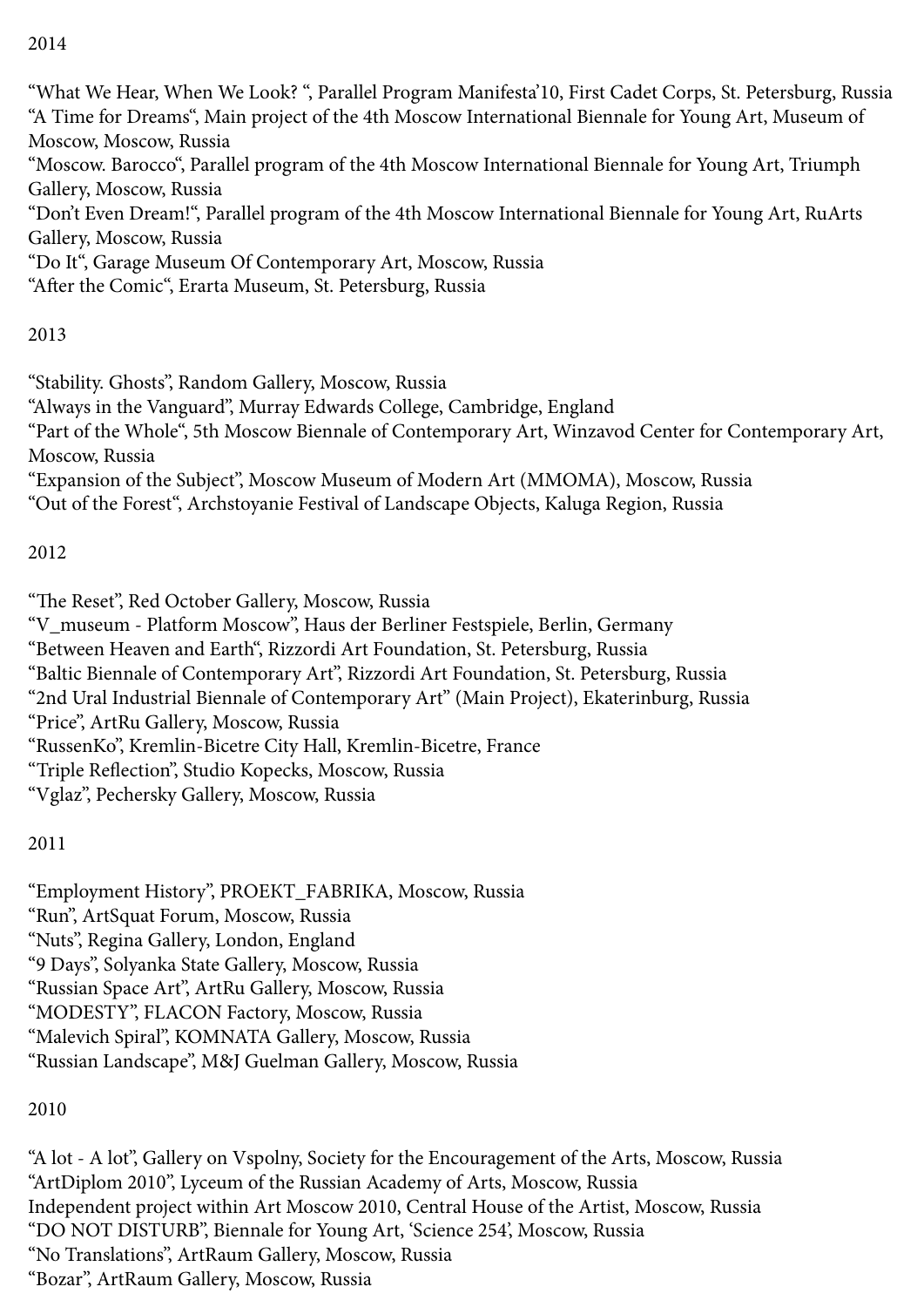2014

“What We Hear, When We Look? “, Parallel Program Manifesta’10, First Cadet Corps, St. Petersburg, Russia
“A Time for Dreams“, Main project of the 4th Moscow International Biennale for Young Art, Museum of Moscow, Moscow, Russia
“Moscow. Barocco“, Parallel program of the 4th Moscow International Biennale for Young Art, Triumph Gallery, Moscow, Russia
“Don’t Even Dream!“, Parallel program of the 4th Moscow International Biennale for Young Art, RuArts Gallery, Moscow, Russia
“Do It“, Garage Museum Of Contemporary Art, Moscow, Russia
“After the Comic“, Erarta Museum, St. Petersburg, Russia

2013

“Stability. Ghosts”, Random Gallery, Moscow, Russia
“Always in the Vanguard”, Murray Edwards College, Cambridge, England
“Part of the Whole“, 5th Moscow Biennale of Contemporary Art, Winzavod Center for Contemporary Art, Moscow, Russia
“Expansion of the Subject”, Moscow Museum of Modern Art (MMOMA), Moscow, Russia
“Out of the Forest“, Archstoyanie Festival of Landscape Objects, Kaluga Region, Russia

2012

“The Reset”, Red October Gallery, Moscow, Russia
“V_museum - Platform Moscow”, Haus der Berliner Festspiele, Berlin, Germany
“Between Heaven and Earth“, Rizzordi Art Foundation, St. Petersburg, Russia
“Baltic Biennale of Contemporary Art”, Rizzordi Art Foundation, St. Petersburg, Russia
“2nd Ural Industrial Biennale of Contemporary Art” (Main Project), Ekaterinburg, Russia
“Price”, ArtRu Gallery, Moscow, Russia
“RussenKo”, Kremlin-Bicetre City Hall, Kremlin-Bicetre, France
“Triple Reflection”, Studio Kopecks, Moscow, Russia
“Vglaz”, Pechersky Gallery, Moscow, Russia

2011

“Employment History”, PROEKT_FABRIKA, Moscow, Russia
“Run”, ArtSquat Forum, Moscow, Russia
“Nuts”, Regina Gallery, London, England
“9 Days”, Solyanka State Gallery, Moscow, Russia
“Russian Space Art”, ArtRu Gallery, Moscow, Russia
“MODESTY”, FLACON Factory, Moscow, Russia
“Malevich Spiral”, KOMNATA Gallery, Moscow, Russia
“Russian Landscape”, M&J Guelman Gallery, Moscow, Russia

2010

“A lot - A lot”, Gallery on Vspolny, Society for the Encouragement of the Arts, Moscow, Russia
“ArtDiplom 2010”, Lyceum of the Russian Academy of Arts, Moscow, Russia
Independent project within Art Moscow 2010, Central House of the Artist, Moscow, Russia
“DO NOT DISTURB”, Biennale for Young Art, ‘Science 254’, Moscow, Russia
“No Translations”, ArtRaum Gallery, Moscow, Russia
“Bozar”, ArtRaum Gallery, Moscow, Russia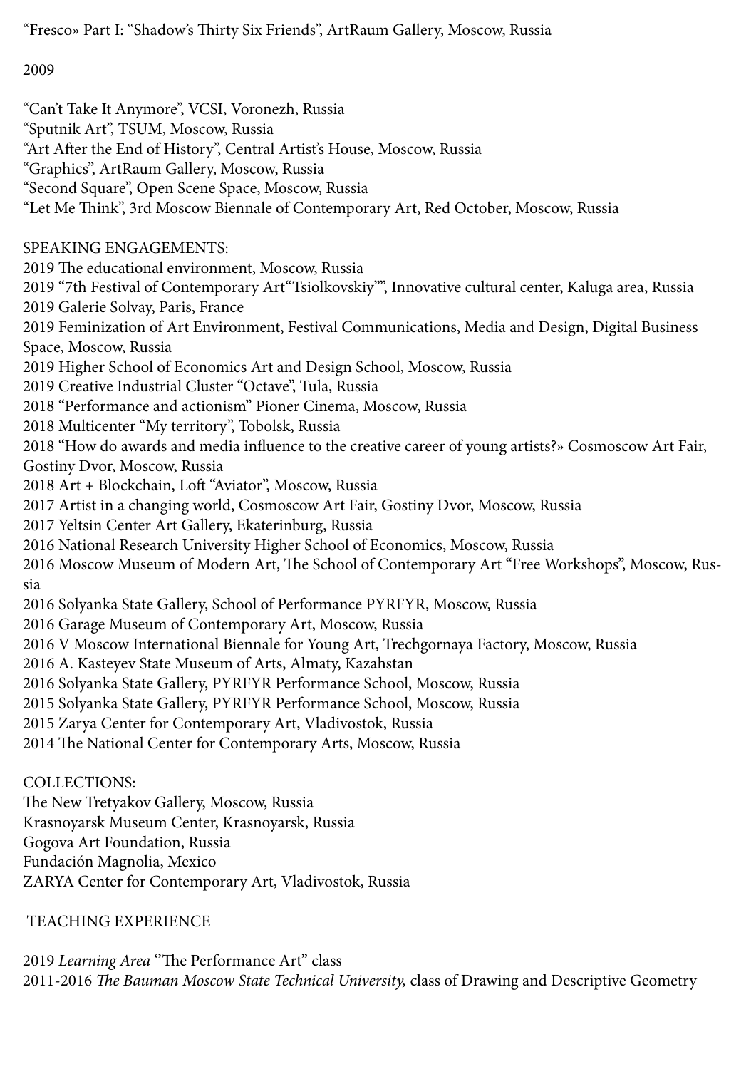"Fresco» Part I: "Shadow's Thirty Six Friends", ArtRaum Gallery, Moscow, Russia

2009

"Can't Take It Anymore", VCSI, Voronezh, Russia
"Sputnik Art", TSUM, Moscow, Russia
"Art After the End of History", Central Artist's House, Moscow, Russia
"Graphics", ArtRaum Gallery, Moscow, Russia
"Second Square", Open Scene Space, Moscow, Russia
"Let Me Think", 3rd Moscow Biennale of Contemporary Art, Red October, Moscow, Russia

SPEAKING ENGAGEMENTS:
2019 The educational environment, Moscow, Russia
2019 "7th Festival of Contemporary Art"Tsiolkovskiy"", Innovative cultural center, Kaluga area, Russia
2019 Galerie Solvay, Paris, France
2019 Feminization of Art Environment, Festival Communications, Media and Design, Digital Business Space, Moscow, Russia
2019 Higher School of Economics Art and Design School, Moscow, Russia
2019 Creative Industrial Cluster "Octave", Tula, Russia
2018 "Performance and actionism" Pioner Cinema, Moscow, Russia
2018 Multicenter "My territory", Tobolsk, Russia
2018 "How do awards and media influence to the creative career of young artists?» Cosmoscow Art Fair, Gostiny Dvor, Moscow, Russia
2018 Art + Blockchain, Loft "Aviator", Moscow, Russia
2017 Artist in a changing world, Cosmoscow Art Fair, Gostiny Dvor, Moscow, Russia
2017 Yeltsin Center Art Gallery, Ekaterinburg, Russia
2016 National Research University Higher School of Economics, Moscow, Russia
2016 Moscow Museum of Modern Art, The School of Contemporary Art "Free Workshops", Moscow, Russia
2016 Solyanka State Gallery, School of Performance PYRFYR, Moscow, Russia
2016 Garage Museum of Contemporary Art, Moscow, Russia
2016 V Moscow International Biennale for Young Art, Trechgornaya Factory, Moscow, Russia
2016 A. Kasteyev State Museum of Arts, Almaty, Kazahstan
2016 Solyanka State Gallery, PYRFYR Performance School, Moscow, Russia
2015 Solyanka State Gallery, PYRFYR Performance School, Moscow, Russia
2015 Zarya Center for Contemporary Art, Vladivostok, Russia
2014 The National Center for Contemporary Arts, Moscow, Russia

COLLECTIONS:
The New Tretyakov Gallery, Moscow, Russia
Krasnoyarsk Museum Center, Krasnoyarsk, Russia
Gogova Art Foundation, Russia
Fundación Magnolia, Mexico
ZARYA Center for Contemporary Art, Vladivostok, Russia

TEACHING EXPERIENCE

2019 *Learning Area* ''The Performance Art" class
2011-2016 *The Bauman Moscow State Technical University,* class of Drawing and Descriptive Geometry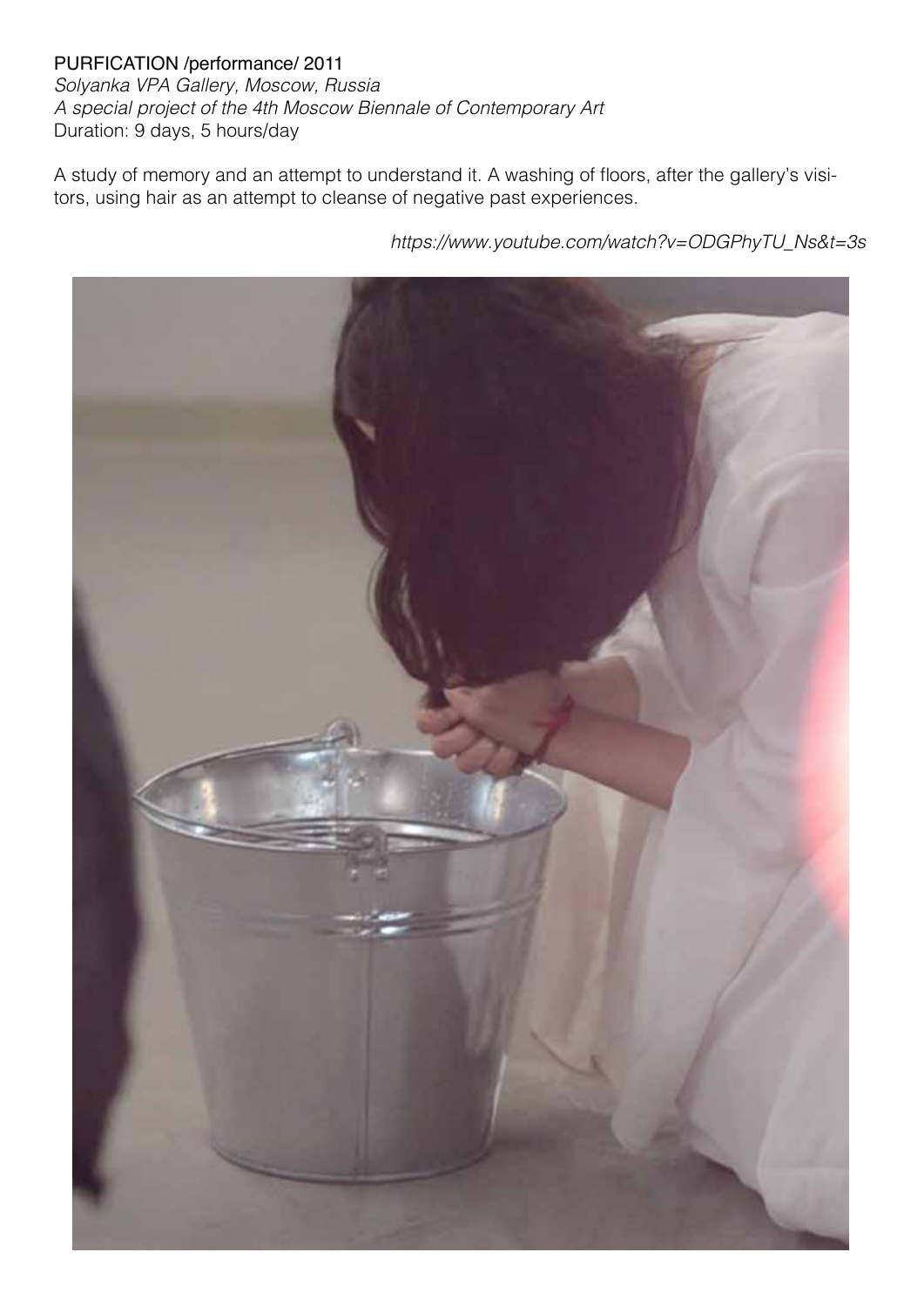PURFICATION /performance/ 2011

*Solyanka VPA Gallery, Moscow, Russia*

*A special project of the 4th Moscow Biennale of Contemporary Art*

Duration: 9 days, 5 hours/day

A study of memory and an attempt to understand it. A washing of floors, after the gallery's visitors, using hair as an attempt to cleanse of negative past experiences.

*https://www.youtube.com/watch?v=ODGPhyTU_Ns&t=3s*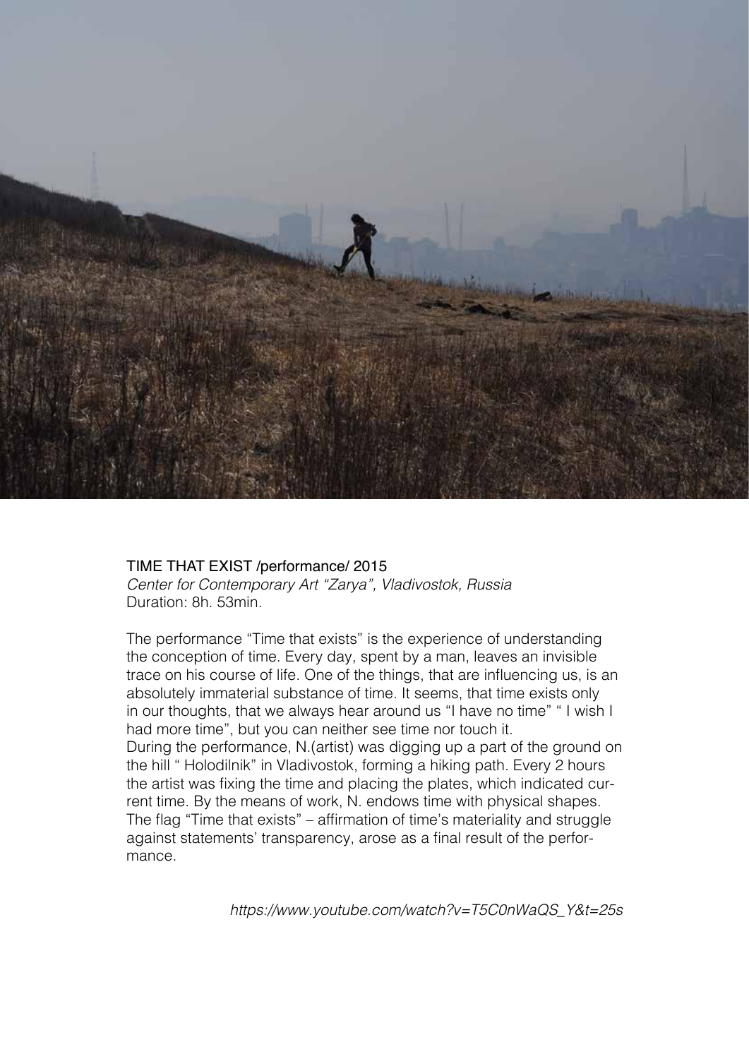TIME THAT EXIST /performance/ 2015

*Center for Contemporary Art "Zarya", Vladivostok, Russia*

Duration: 8h. 53min.

The performance "Time that exists" is the experience of understanding the conception of time. Every day, spent by a man, leaves an invisible trace on his course of life. One of the things, that are influencing us, is an absolutely immaterial substance of time. It seems, that time exists only in our thoughts, that we always hear around us "I have no time" " I wish I had more time", but you can neither see time nor touch it.

During the performance, N.(artist) was digging up a part of the ground on the hill " Holodilnik" in Vladivostok, forming a hiking path. Every 2 hours the artist was fixing the time and placing the plates, which indicated current time. By the means of work, N. endows time with physical shapes. The flag "Time that exists" – affirmation of time's materiality and struggle against statements' transparency, arose as a final result of the performance.

*https://www.youtube.com/watch?v=T5C0nWaQS_Y&t=25s*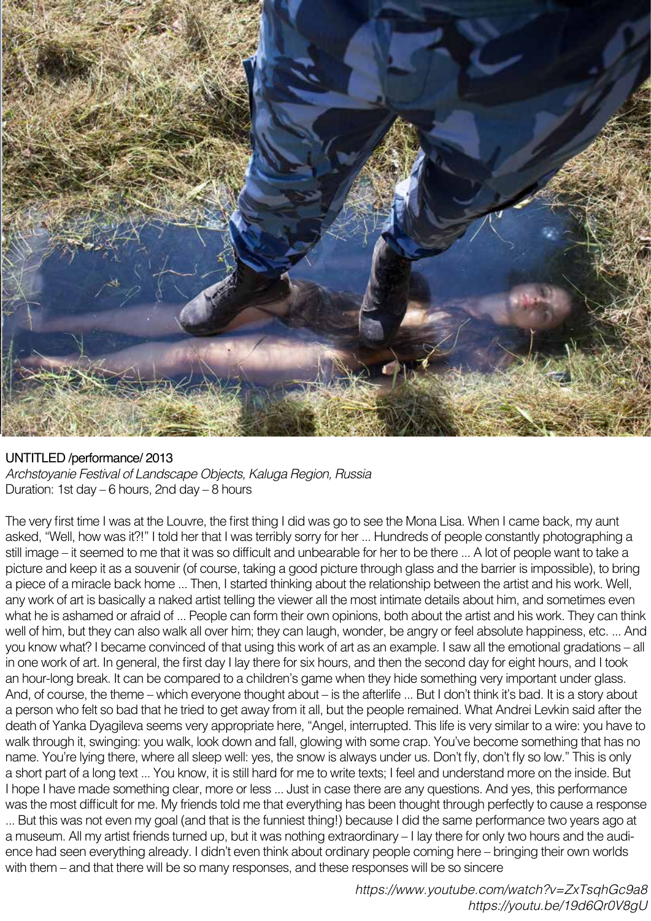UNTITLED /performance/ 2013

*Archstoyanie Festival of Landscape Objects, Kaluga Region, Russia*

Duration: 1st day – 6 hours, 2nd day – 8 hours

The very first time I was at the Louvre, the first thing I did was go to see the Mona Lisa. When I came back, my aunt asked, "Well, how was it?!" I told her that I was terribly sorry for her ... Hundreds of people constantly photographing a still image – it seemed to me that it was so difficult and unbearable for her to be there ... A lot of people want to take a picture and keep it as a souvenir (of course, taking a good picture through glass and the barrier is impossible), to bring a piece of a miracle back home ... Then, I started thinking about the relationship between the artist and his work. Well, any work of art is basically a naked artist telling the viewer all the most intimate details about him, and sometimes even what he is ashamed or afraid of ... People can form their own opinions, both about the artist and his work. They can think well of him, but they can also walk all over him; they can laugh, wonder, be angry or feel absolute happiness, etc. ... And you know what? I became convinced of that using this work of art as an example. I saw all the emotional gradations – all in one work of art. In general, the first day I lay there for six hours, and then the second day for eight hours, and I took an hour-long break. It can be compared to a children's game when they hide something very important under glass. And, of course, the theme – which everyone thought about – is the afterlife ... But I don't think it's bad. It is a story about a person who felt so bad that he tried to get away from it all, but the people remained. What Andrei Levkin said after the death of Yanka Dyagileva seems very appropriate here, "Angel, interrupted. This life is very similar to a wire: you have to walk through it, swinging: you walk, look down and fall, glowing with some crap. You've become something that has no name. You're lying there, where all sleep well: yes, the snow is always under us. Don't fly, don't fly so low." This is only a short part of a long text ... You know, it is still hard for me to write texts; I feel and understand more on the inside. But I hope I have made something clear, more or less ... Just in case there are any questions. And yes, this performance was the most difficult for me. My friends told me that everything has been thought through perfectly to cause a response ... But this was not even my goal (and that is the funniest thing!) because I did the same performance two years ago at a museum. All my artist friends turned up, but it was nothing extraordinary – I lay there for only two hours and the audience had seen everything already. I didn't even think about ordinary people coming here – bringing their own worlds with them – and that there will be so many responses, and these responses will be so sincere

*https://www.youtube.com/watch?v=ZxTsqhGc9a8*
*https://youtu.be/19d6Qr0V8gU*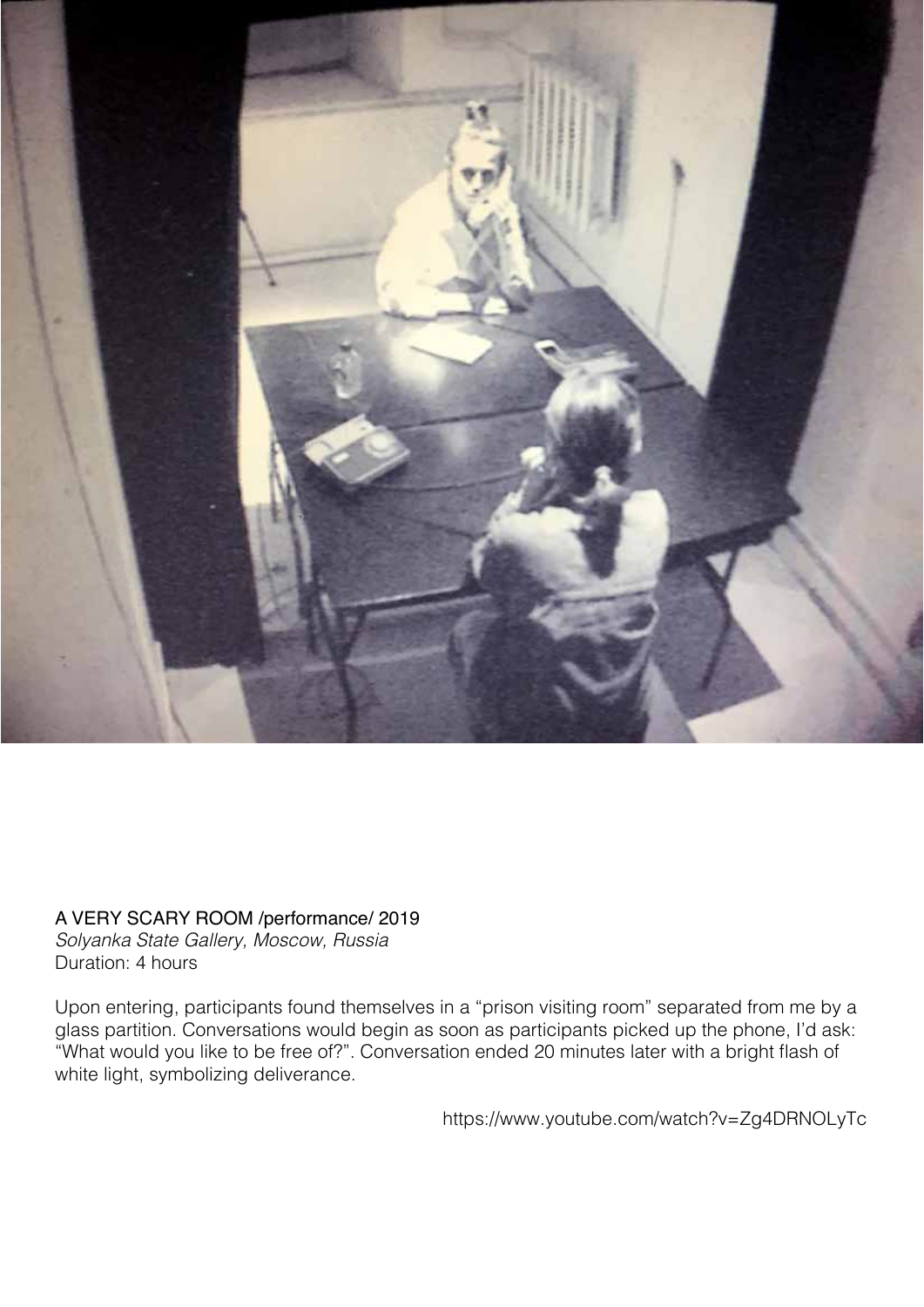A VERY SCARY ROOM /performance/ 2019

*Solyanka State Gallery, Moscow, Russia*

Duration: 4 hours

Upon entering, participants found themselves in a "prison visiting room" separated from me by a glass partition. Conversations would begin as soon as participants picked up the phone, I'd ask: "What would you like to be free of?". Conversation ended 20 minutes later with a bright flash of white light, symbolizing deliverance.

https://www.youtube.com/watch?v=Zg4DRNOLyTc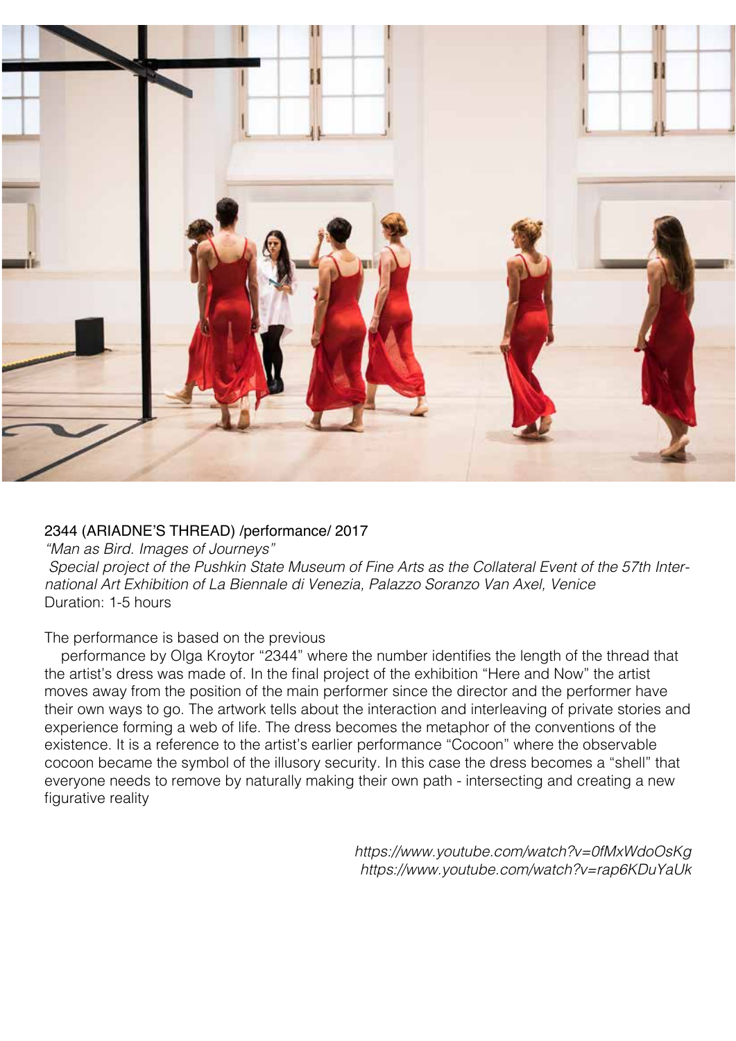2344 (ARIADNE'S THREAD) /performance/ 2017

*"Man as Bird. Images of Journeys"*

*Special project of the Pushkin State Museum of Fine Arts as the Collateral Event of the 57th International Art Exhibition of La Biennale di Venezia, Palazzo Soranzo Van Axel, Venice*

Duration: 1-5 hours

The performance is based on the previous performance by Olga Kroytor "2344" where the number identifies the length of the thread that the artist's dress was made of. In the final project of the exhibition "Here and Now" the artist moves away from the position of the main performer since the director and the performer have their own ways to go. The artwork tells about the interaction and interleaving of private stories and experience forming a web of life. The dress becomes the metaphor of the conventions of the existence. It is a reference to the artist's earlier performance "Cocoon" where the observable cocoon became the symbol of the illusory security. In this case the dress becomes a "shell" that everyone needs to remove by naturally making their own path - intersecting and creating a new figurative reality

*https://www.youtube.com/watch?v=0fMxWdoOsKg*
*https://www.youtube.com/watch?v=rap6KDuYaUk*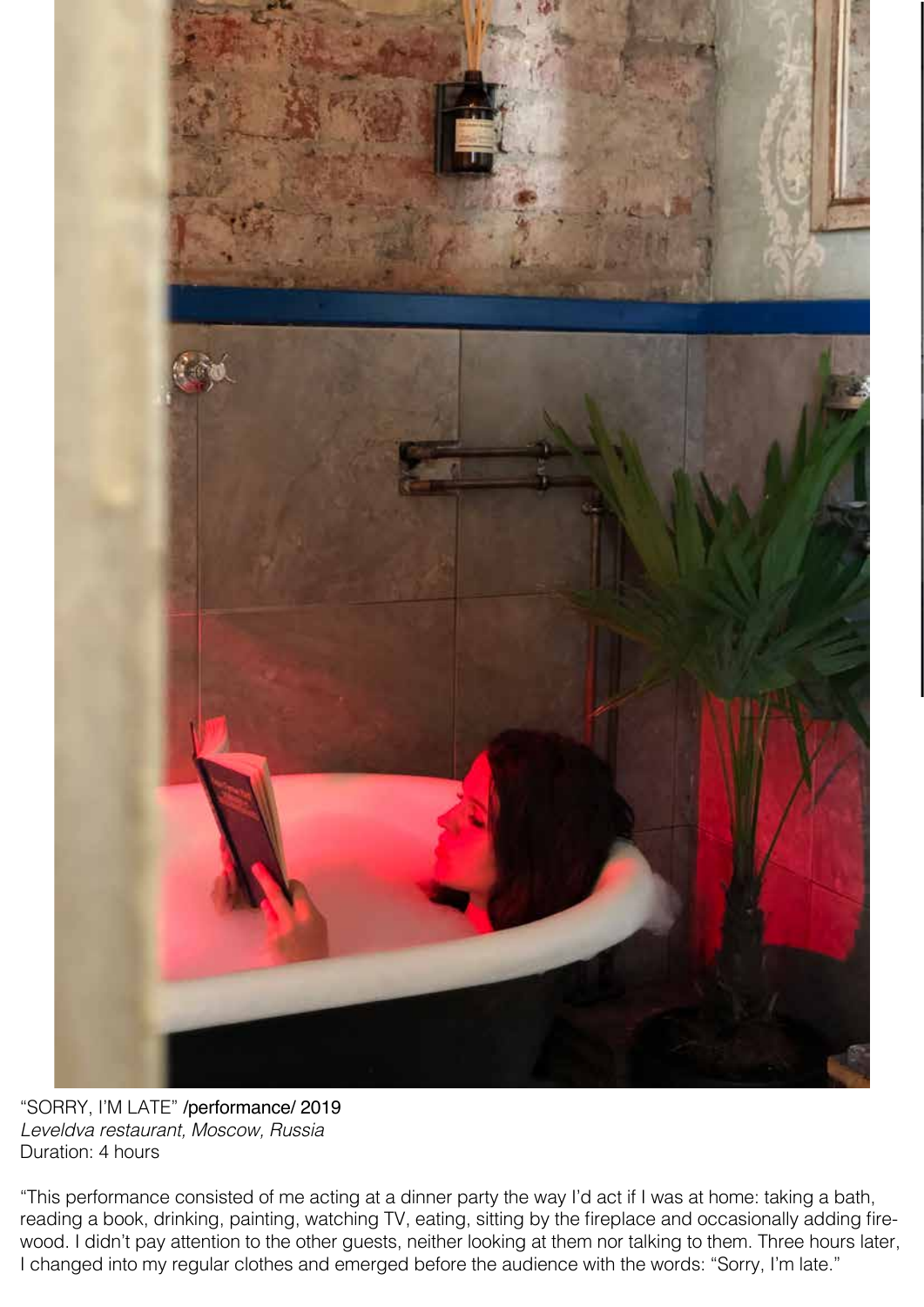"SORRY, I'M LATE" /performance/ 2019
*Leveldva restaurant, Moscow, Russia*
Duration: 4 hours

"This performance consisted of me acting at a dinner party the way I'd act if I was at home: taking a bath, reading a book, drinking, painting, watching TV, eating, sitting by the fireplace and occasionally adding firewood. I didn't pay attention to the other guests, neither looking at them nor talking to them. Three hours later, I changed into my regular clothes and emerged before the audience with the words: "Sorry, I'm late."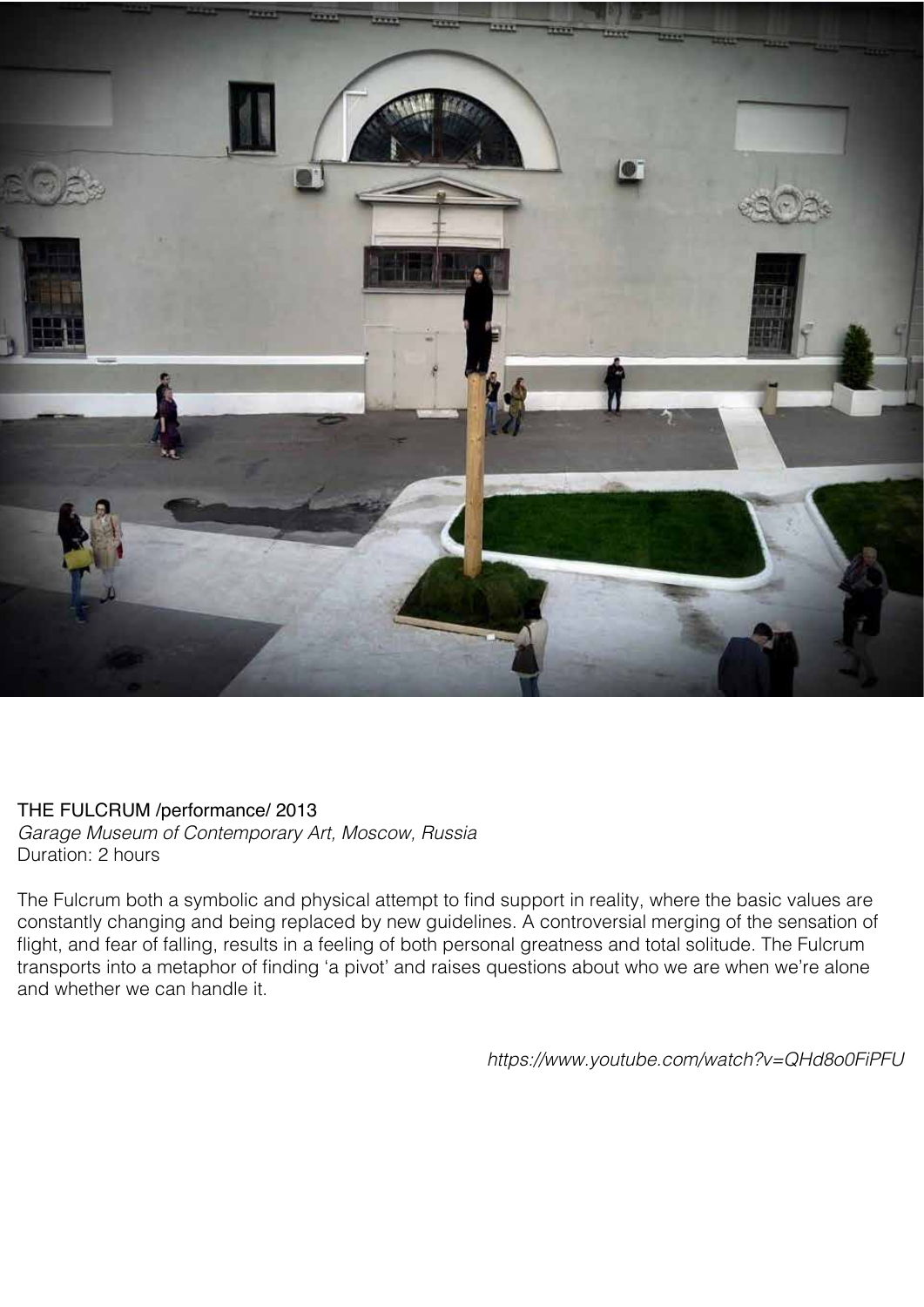THE FULCRUM /performance/ 2013

*Garage Museum of Contemporary Art, Moscow, Russia*

Duration: 2 hours

The Fulcrum both a symbolic and physical attempt to find support in reality, where the basic values are constantly changing and being replaced by new guidelines. A controversial merging of the sensation of flight, and fear of falling, results in a feeling of both personal greatness and total solitude. The Fulcrum transports into a metaphor of finding 'a pivot' and raises questions about who we are when we're alone and whether we can handle it.

*https://www.youtube.com/watch?v=QHd8o0FiPFU*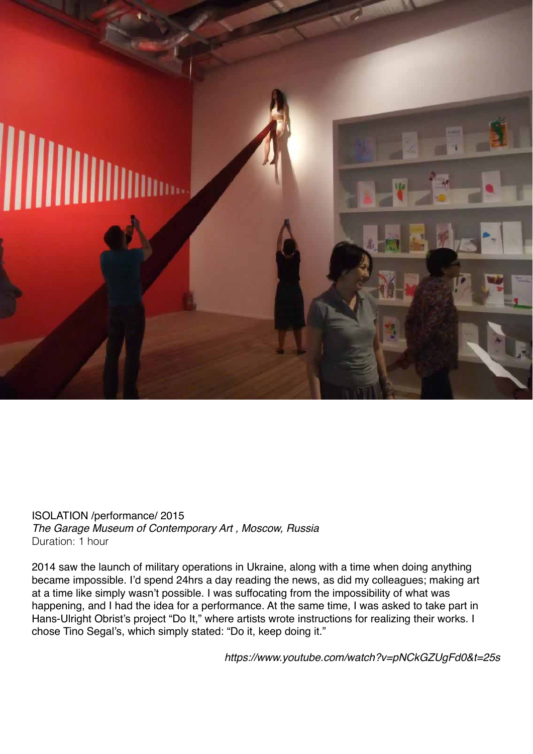ISOLATION /performance/ 2015
*The Garage Museum of Contemporary Art , Moscow, Russia*
Duration: 1 hour

2014 saw the launch of military operations in Ukraine, along with a time when doing anything became impossible. I'd spend 24hrs a day reading the news, as did my colleagues; making art at a time like simply wasn't possible. I was suffocating from the impossibility of what was happening, and I had the idea for a performance. At the same time, I was asked to take part in Hans-Ulright Obrist's project "Do It," where artists wrote instructions for realizing their works. I chose Tino Segal's, which simply stated: "Do it, keep doing it."

*https://www.youtube.com/watch?v=pNCkGZUgFd0&t=25s*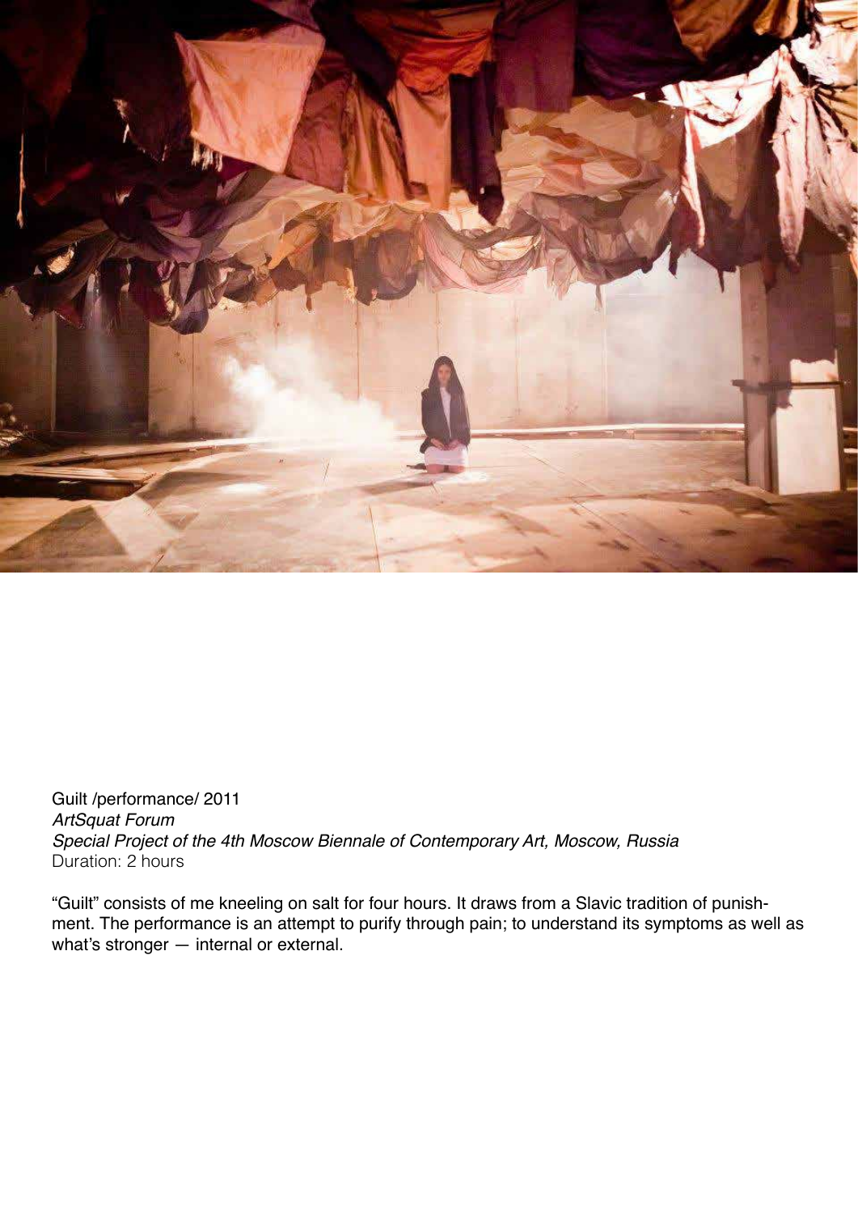Guilt /performance/ 2011
*ArtSquat Forum*
*Special Project of the 4th Moscow Biennale of Contemporary Art, Moscow, Russia*
Duration: 2 hours

"Guilt" consists of me kneeling on salt for four hours. It draws from a Slavic tradition of punishment. The performance is an attempt to purify through pain; to understand its symptoms as well as what's stronger — internal or external.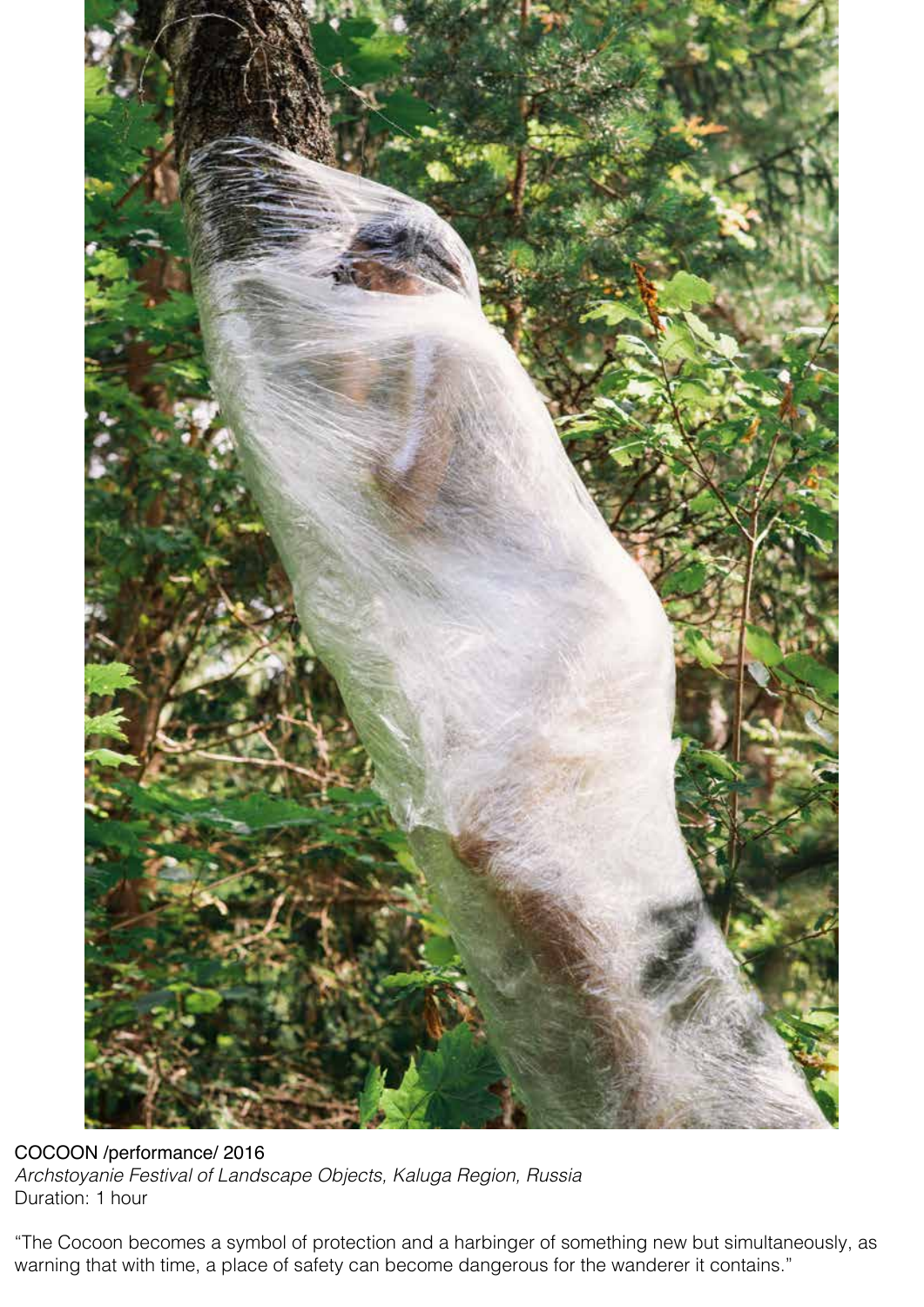COOCON /performance/ 2016

*Archstoyanie Festival of Landscape Objects, Kaluga Region, Russia*

Duration: 1 hour

"The Cocoon becomes a symbol of protection and a harbinger of something new but simultaneously, as warning that with time, a place of safety can become dangerous for the wanderer it contains."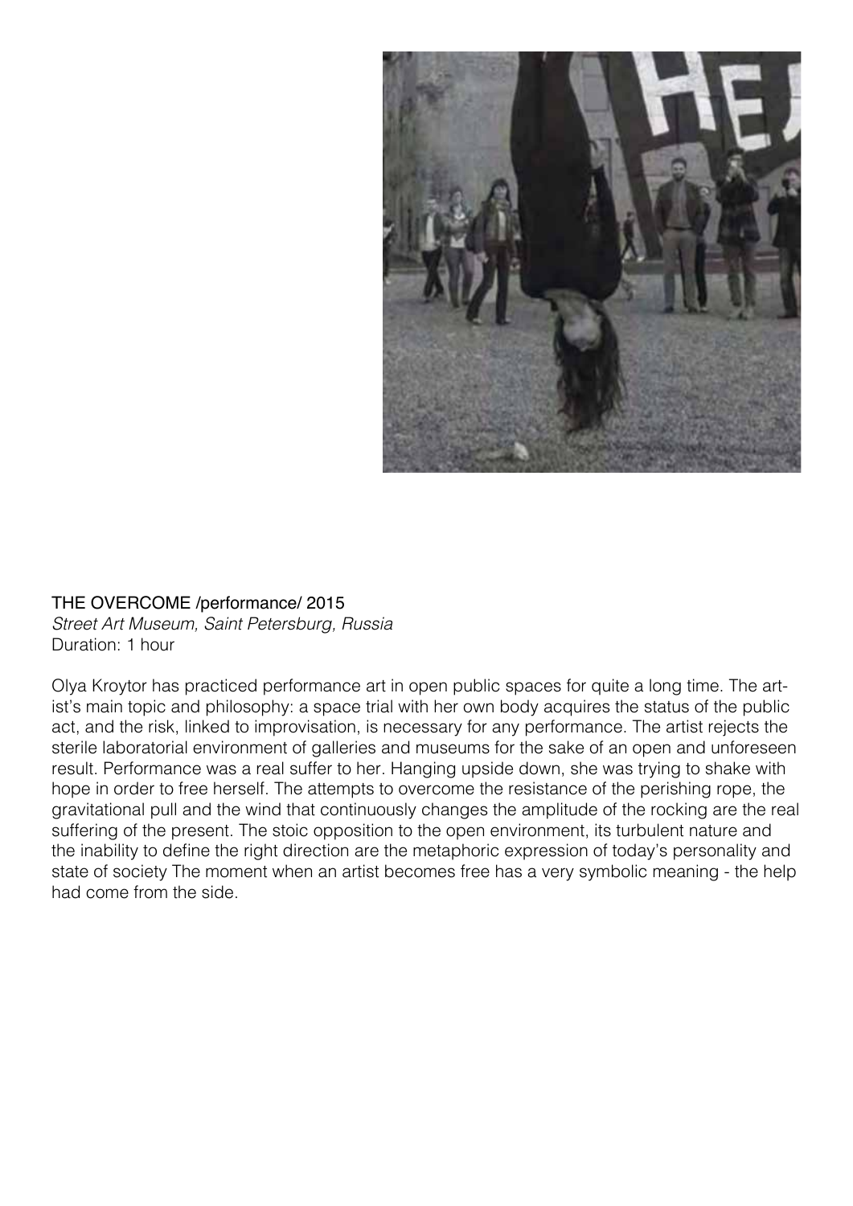THE OVERCOME /performance/ 2015

*Street Art Museum, Saint Petersburg, Russia*

Duration: 1 hour

Olya Kroytor has practiced performance art in open public spaces for quite a long time. The artist's main topic and philosophy: a space trial with her own body acquires the status of the public act, and the risk, linked to improvisation, is necessary for any performance. The artist rejects the sterile laboratorial environment of galleries and museums for the sake of an open and unforeseen result. Performance was a real suffer to her. Hanging upside down, she was trying to shake with hope in order to free herself. The attempts to overcome the resistance of the perishing rope, the gravitational pull and the wind that continuously changes the amplitude of the rocking are the real suffering of the present. The stoic opposition to the open environment, its turbulent nature and the inability to define the right direction are the metaphoric expression of today's personality and state of society The moment when an artist becomes free has a very symbolic meaning - the help had come from the side.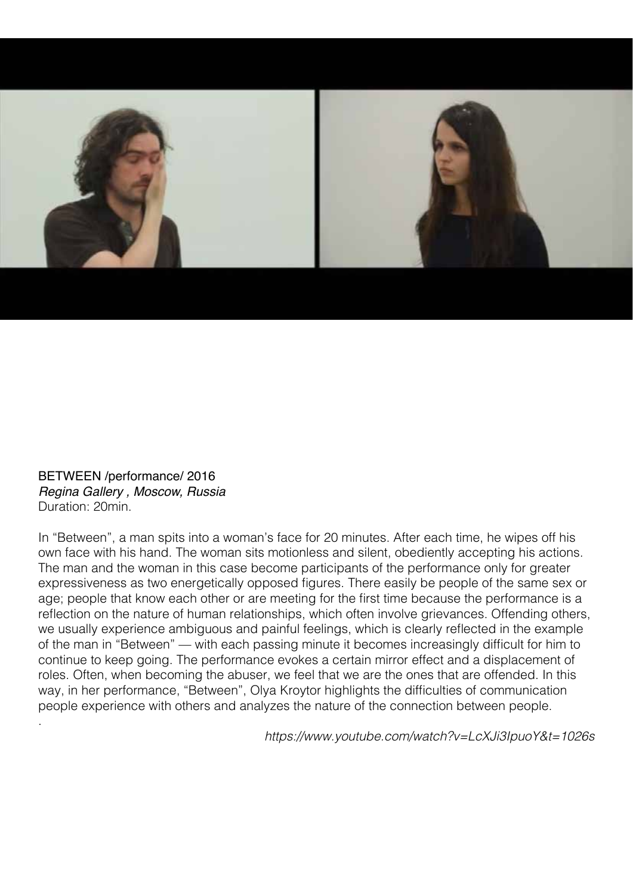BETWEEN /performance/ 2016
*Regina Gallery , Moscow, Russia*
Duration: 20min.

In "Between", a man spits into a woman's face for 20 minutes. After each time, he wipes off his own face with his hand. The woman sits motionless and silent, obediently accepting his actions. The man and the woman in this case become participants of the performance only for greater expressiveness as two energetically opposed figures. There easily be people of the same sex or age; people that know each other or are meeting for the first time because the performance is a reflection on the nature of human relationships, which often involve grievances. Offending others, we usually experience ambiguous and painful feelings, which is clearly reflected in the example of the man in "Between" — with each passing minute it becomes increasingly difficult for him to continue to keep going. The performance evokes a certain mirror effect and a displacement of roles. Often, when becoming the abuser, we feel that we are the ones that are offended. In this way, in her performance, "Between", Olya Kroytor highlights the difficulties of communication people experience with others and analyzes the nature of the connection between people.
.

*https://www.youtube.com/watch?v=LcXJi3IpuoY&t=1026s*